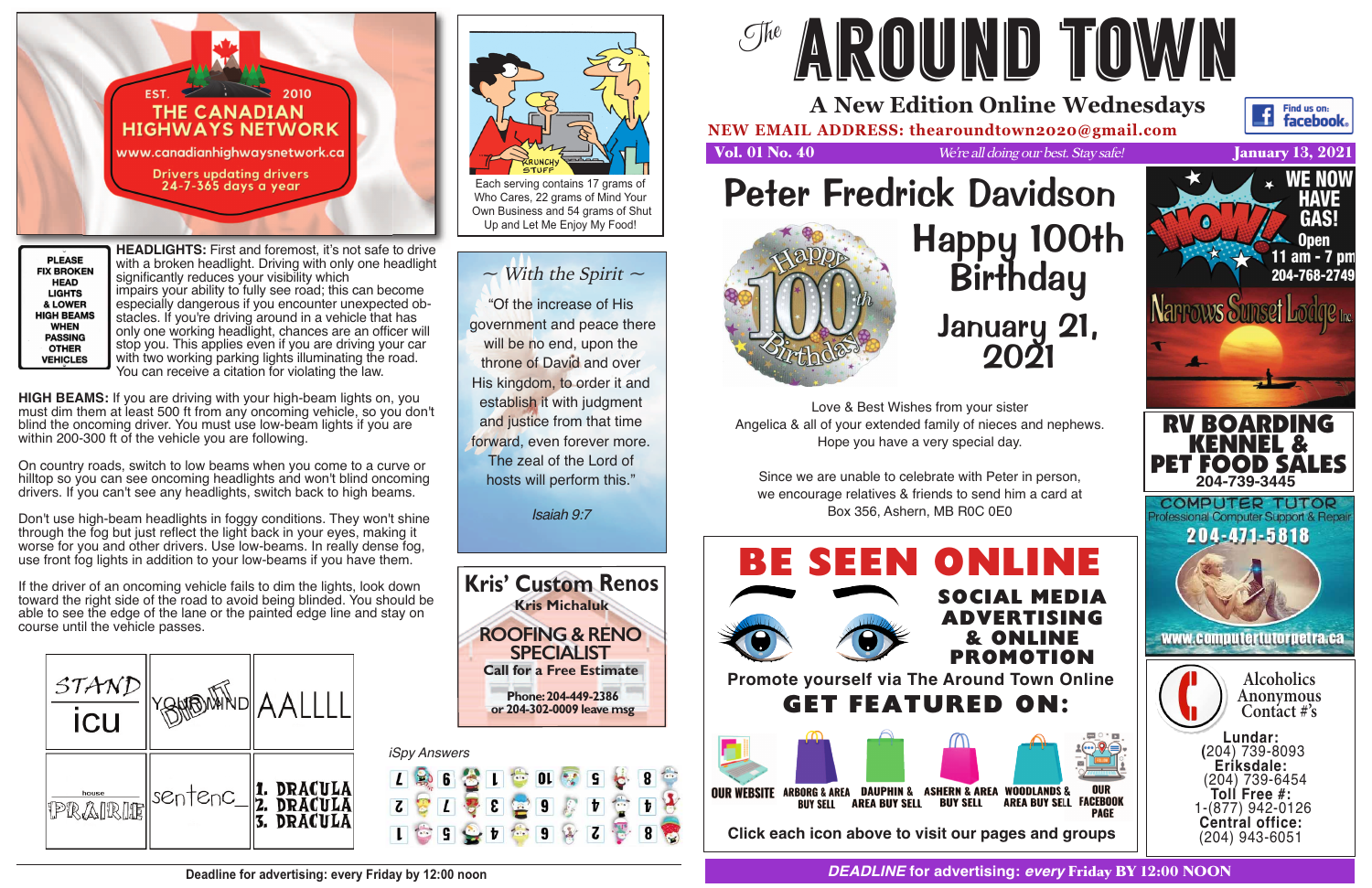# The AROUND TOWN

## A New Edition Online Wednesdays

**NEW EMAIL ADDRESS: thearoundtown2020@gmail.com**

Find us on: facebook.

**Vol. 01 No. 40** *We're all doing our best. Stay safe!* **January 13, 2021**

EST. 2010
THE CANADIAN HIGHWAYS NETWORK
www.canadianhighwaysnetwork.ca
Drivers updating drivers
24-7-365 days a year

PLEASE FIX BROKEN HEAD LIGHTS & LOWER HIGH BEAMS WHEN PASSING OTHER VEHICLES

**HEADLIGHTS:** First and foremost, it's not safe to drive with a broken headlight. Driving with only one headlight significantly reduces your visibility which impairs your ability to fully see road; this can become especially dangerous if you encounter unexpected obstacles. If you're driving around in a vehicle that has only one working headlight, chances are an officer will stop you. This applies even if you are driving your car with two working parking lights illuminating the road. You can receive a citation for violating the law.

**HIGH BEAMS:** If you are driving with your high-beam lights on, you must dim them at least 500 ft from any oncoming vehicle, so you don't blind the oncoming driver. You must use low-beam lights if you are within 200-300 ft of the vehicle you are following.

On country roads, switch to low beams when you come to a curve or hilltop so you can see oncoming headlights and won't blind oncoming drivers. If you can't see any headlights, switch back to high beams.

Don't use high-beam headlights in foggy conditions. They won't shine through the fog but just reflect the light back in your eyes, making it worse for you and other drivers. Use low-beams. In really dense fog, use front fog lights in addition to your low-beams if you have them.

If the driver of an oncoming vehicle fails to dim the lights, look down toward the right side of the road to avoid being blinded. You should be able to see the edge of the lane or the painted edge line and stay on course until the vehicle passes.

| STAND / icu | YOUR MIND / DID IT | AALLLL |
|---|---|---|
| house / PRAIRIE | sentenc_ | 1. DRACULA 2. DRACULA 3. DRACULA |

KRUNCHY STUFF

Each serving contains 17 grams of Who Cares, 22 grams of Mind Your Own Business and 54 grams of Shut Up and Let Me Enjoy My Food!

*~ With the Spirit ~*

"Of the increase of His government and peace there will be no end, upon the throne of David and over His kingdom, to order it and establish it with judgment and justice from that time forward, even forever more. The zeal of the Lord of hosts will perform this."

*Isaiah 9:7*

**Kris' Custom Renos**
Kris Michaluk
ROOFING & RENO SPECIALIST
Call for a Free Estimate
Phone: 204-449-2386
or 204-302-0009 leave msg

*iSpy Answers*

# Peter Fredrick Davidson

## Happy 100th Birthday

## January 21, 2021

Love & Best Wishes from your sister Angelica & all of your extended family of nieces and nephews. Hope you have a very special day.

Since we are unable to celebrate with Peter in person, we encourage relatives & friends to send him a card at Box 356, Ashern, MB R0C 0E0

# BE SEEN ONLINE

**SOCIAL MEDIA ADVERTISING & ONLINE PROMOTION**

Promote yourself via The Around Town Online

## GET FEATURED ON:

OUR WEBSITE | ARBORG & AREA BUY SELL | DAUPHIN & AREA BUY SELL | ASHERN & AREA BUY SELL | WOODLANDS & AREA BUY SELL | OUR FACEBOOK PAGE

Click each icon above to visit our pages and groups

WOW! WE NOW HAVE GAS!
Open 11 am - 7 pm
204-768-2749
Narrows Sunset Lodge Inc.

**RV BOARDING KENNEL & PET FOOD SALES**
204-739-3445

COMPUTER TUTOR
Professional Computer Support & Repair
204-471-5818
www.computertutorpetra.ca

Alcoholics Anonymous Contact #'s
**Lundar:** (204) 739-8093
**Eriksdale:** (204) 739-6454
**Toll Free #:** 1-(877) 942-0126
**Central office:** (204) 943-6051

Deadline for advertising: every Friday by 12:00 noon

***DEADLINE* for advertising: *every* Friday BY 12:00 NOON**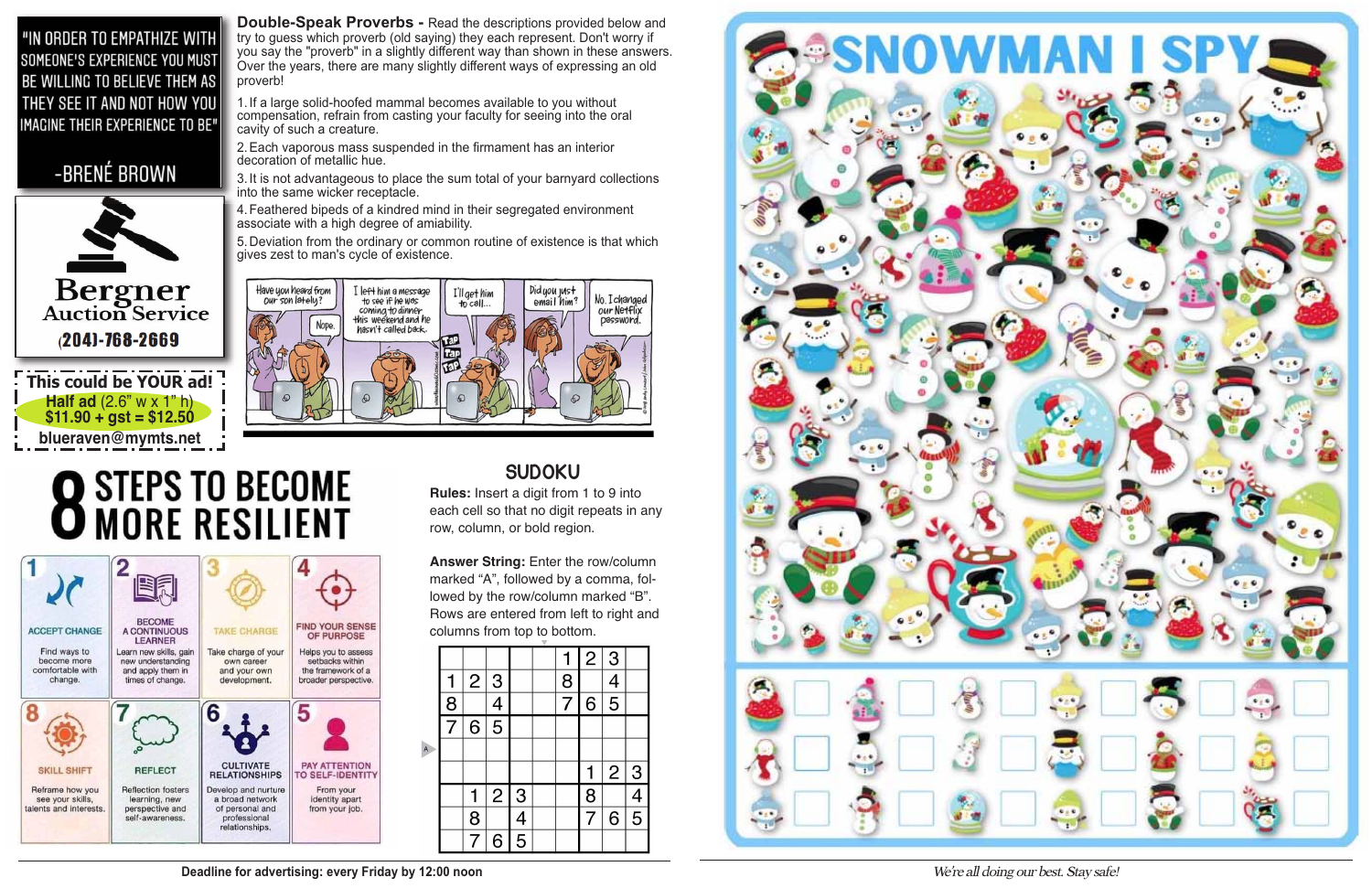"IN ORDER TO EMPATHIZE WITH SOMEONE'S EXPERIENCE YOU MUST BE WILLING TO BELIEVE THEM AS THEY SEE IT AND NOT HOW YOU IMAGINE THEIR EXPERIENCE TO BE"

-BRENÉ BROWN

**Bergner Auction Service**
(204)-768-2669

**This could be YOUR ad!**
**Half ad** (2.6" w x 1" h)
**$11.90 + gst = $12.50**
**blueraven@mymts.net**

**Double-Speak Proverbs -** Read the descriptions provided below and try to guess which proverb (old saying) they each represent. Don't worry if you say the "proverb" in a slightly different way than shown in these answers. Over the years, there are many slightly different ways of expressing an old proverb!

1. If a large solid-hoofed mammal becomes available to you without compensation, refrain from casting your faculty for seeing into the oral cavity of such a creature.
2. Each vaporous mass suspended in the firmament has an interior decoration of metallic hue.
3. It is not advantageous to place the sum total of your barnyard collections into the same wicker receptacle.
4. Feathered bipeds of a kindred mind in their segregated environment associate with a high degree of amiability.
5. Deviation from the ordinary or common routine of existence is that which gives zest to man's cycle of existence.

Have you heard from our son lately? — Nope.
I left him a message to see if he was coming to dinner this weekend and he hasn't called back.
I'll get him to call...
Tap Tap Tap
Did you just email him?
No. I changed our Netflix password.

# 8 STEPS TO BECOME MORE RESILIENT

1. **ACCEPT CHANGE** — Find ways to become more comfortable with change.
2. **BECOME A CONTINUOUS LEARNER** — Learn new skills, gain new understanding and apply them in times of change.
3. **TAKE CHARGE** — Take charge of your own career and your own development.
4. **FIND YOUR SENSE OF PURPOSE** — Helps you to assess setbacks within the framework of a broader perspective.
5. **PAY ATTENTION TO SELF-IDENTITY** — From your identity apart from your job.
6. **CULTIVATE RELATIONSHIPS** — Develop and nurture a broad network of personal and professional relationships.
7. **REFLECT** — Reflection fosters learning, new perspective and self-awareness.
8. **SKILL SHIFT** — Reframe how you see your skills, talents and interests.

## SUDOKU

**Rules:** Insert a digit from 1 to 9 into each cell so that no digit repeats in any row, column, or bold region.

**Answer String:** Enter the row/column marked "A", followed by a comma, followed by the row/column marked "B". Rows are entered from left to right and columns from top to bottom.

| | | | | | | | | |
|---|---|---|---|---|---|---|---|---|
| | | | | | 1 | 2 | 3 | |
| 1 | 2 | 3 | | | 8 | | 4 | |
| 8 | | 4 | | | 7 | 6 | 5 | |
| 7 | 6 | 5 | | | | | | |
| | | | | | | | | |
| | | | | | | 1 | 2 | 3 |
| | 1 | 2 | 3 | | | 8 | | 4 |
| | 8 | | 4 | | | 7 | 6 | 5 |
| | 7 | 6 | 5 | | | | | |

A

# SNOWMAN I SPY

Deadline for advertising: every Friday by 12:00 noon

*We're all doing our best. Stay safe!*